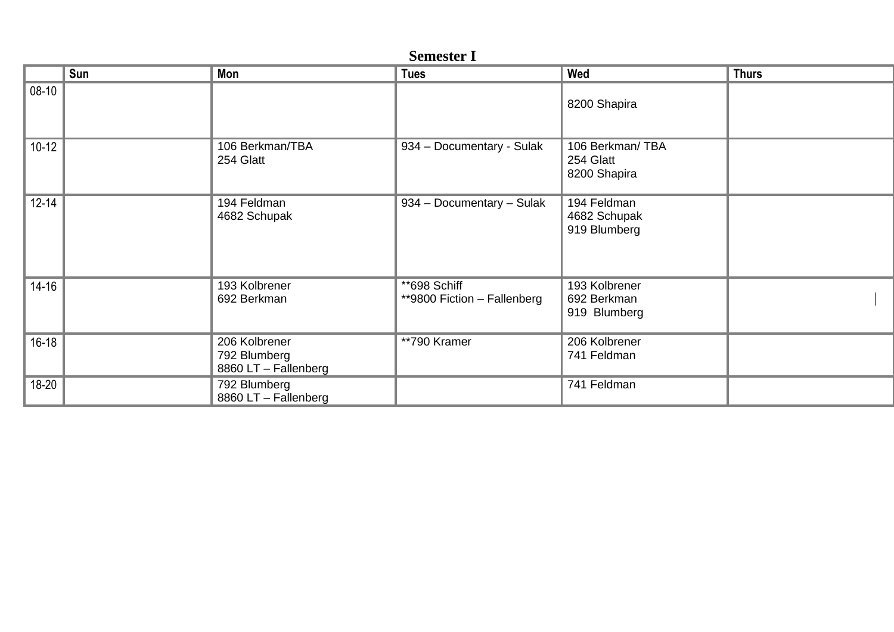# Semester I

| | Sun | Mon | Tues | Wed | Thurs |
|---|---|---|---|---|---|
| 08-10 | | | | 8200 Shapira | |
| 10-12 | | 106 Berkman/TBA<br>254 Glatt | 934 – Documentary - Sulak | 106 Berkman/ TBA<br>254 Glatt<br>8200 Shapira | |
| 12-14 | | 194 Feldman<br>4682 Schupak | 934 – Documentary – Sulak | 194 Feldman<br>4682 Schupak<br>919 Blumberg | |
| 14-16 | | 193 Kolbrener<br>692 Berkman | **698 Schiff<br>**9800 Fiction – Fallenberg | 193 Kolbrener<br>692 Berkman<br>919 Blumberg | |
| 16-18 | | 206 Kolbrener<br>792 Blumberg<br>8860 LT – Fallenberg | **790 Kramer | 206 Kolbrener<br>741 Feldman | |
| 18-20 | | 792 Blumberg<br>8860 LT – Fallenberg | | 741 Feldman | |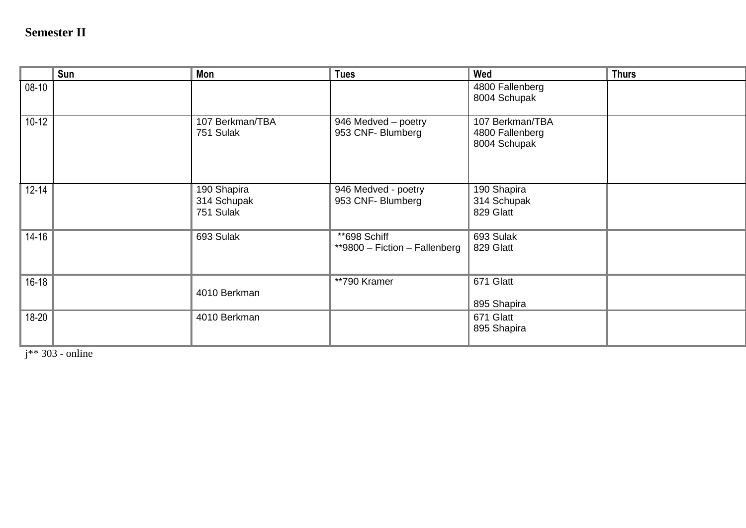**Semester II**

| | Sun | Mon | Tues | Wed | Thurs |
|---|---|---|---|---|---|
| 08-10 | | | | 4800 Fallenberg<br>8004 Schupak | |
| 10-12 | | 107 Berkman/TBA<br>751 Sulak | 946 Medved – poetry<br>953 CNF- Blumberg | 107 Berkman/TBA<br>4800 Fallenberg<br>8004 Schupak | |
| 12-14 | | 190 Shapira<br>314 Schupak<br>751 Sulak | 946 Medved - poetry<br>953 CNF- Blumberg | 190 Shapira<br>314 Schupak<br>829 Glatt | |
| 14-16 | | 693 Sulak | **698 Schiff<br>**9800 – Fiction – Fallenberg | 693 Sulak<br>829 Glatt | |
| 16-18 | | 4010 Berkman | **790 Kramer | 671 Glatt<br>895 Shapira | |
| 18-20 | | 4010 Berkman | | 671 Glatt<br>895 Shapira | |

j** 303 - online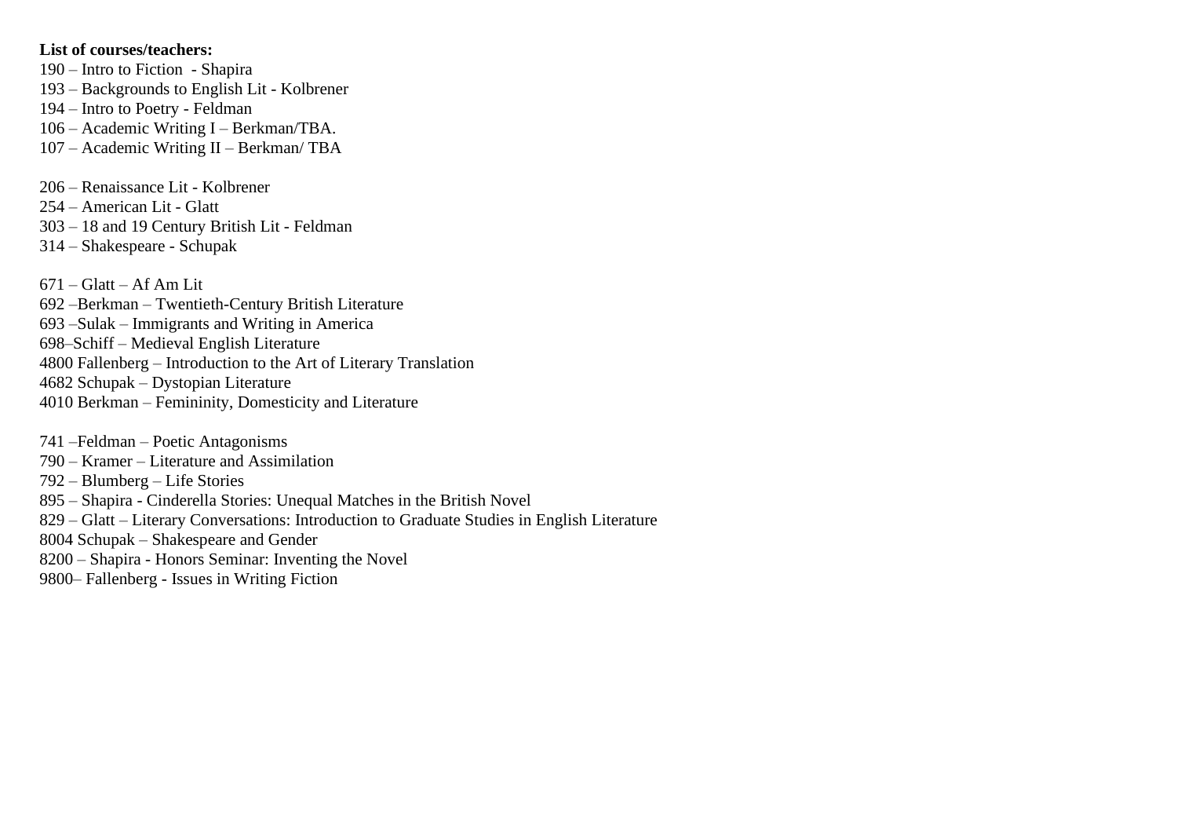**List of courses/teachers:**

190 – Intro to Fiction - Shapira
193 – Backgrounds to English Lit - Kolbrener
194 – Intro to Poetry - Feldman
106 – Academic Writing I – Berkman/TBA.
107 – Academic Writing II – Berkman/ TBA

206 – Renaissance Lit - Kolbrener
254 – American Lit - Glatt
303 – 18 and 19 Century British Lit - Feldman
314 – Shakespeare - Schupak

671 – Glatt – Af Am Lit
692 –Berkman – Twentieth-Century British Literature
693 –Sulak – Immigrants and Writing in America
698–Schiff – Medieval English Literature
4800 Fallenberg – Introduction to the Art of Literary Translation
4682 Schupak – Dystopian Literature
4010 Berkman – Femininity, Domesticity and Literature

741 –Feldman – Poetic Antagonisms
790 – Kramer – Literature and Assimilation
792 – Blumberg – Life Stories
895 – Shapira - Cinderella Stories: Unequal Matches in the British Novel
829 – Glatt – Literary Conversations: Introduction to Graduate Studies in English Literature
8004 Schupak – Shakespeare and Gender
8200 – Shapira - Honors Seminar: Inventing the Novel
9800– Fallenberg - Issues in Writing Fiction